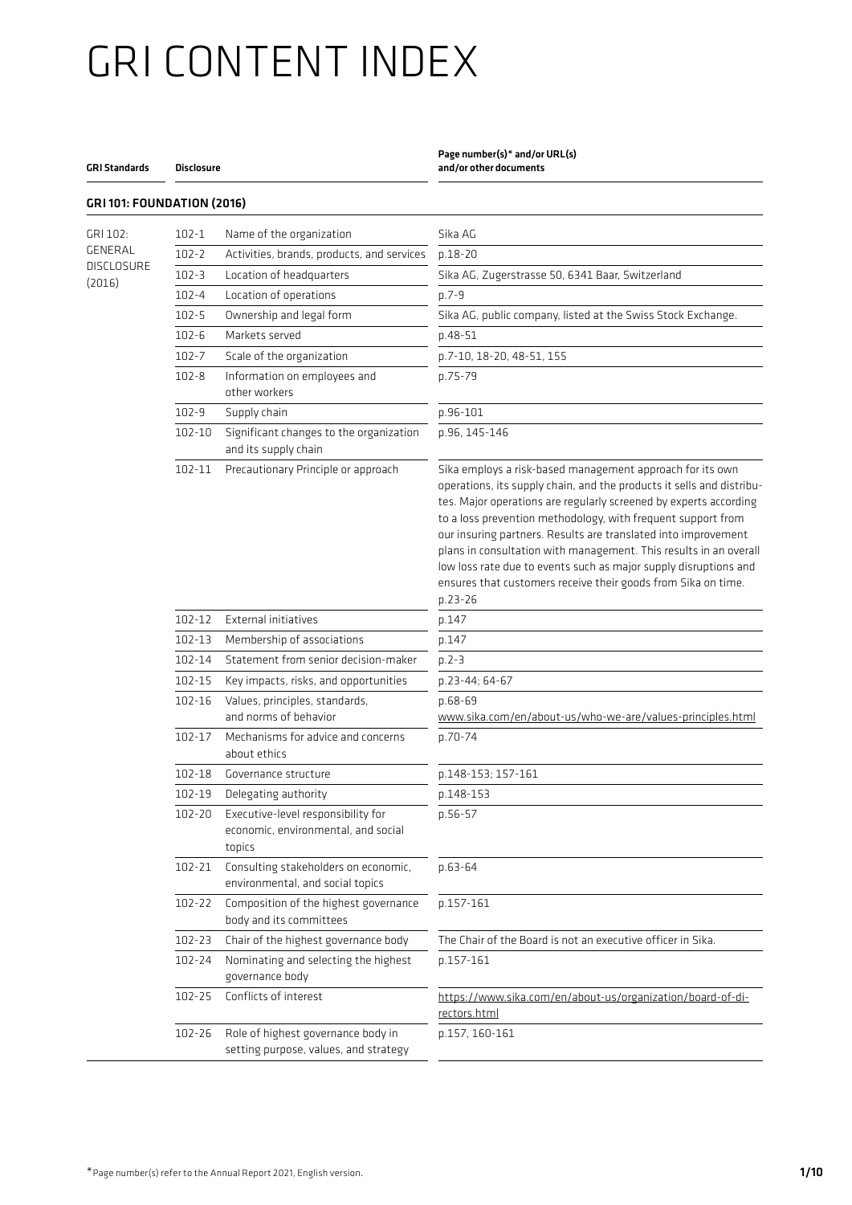# GRI CONTENT INDEX

| GRI Standards | Disclosure | | Page number(s)* and/or URL(s) and/or other documents |
|---|---|---|---|
| **GRI 101: FOUNDATION (2016)** | | | |
| GRI 102: GENERAL DISCLOSURE (2016) | 102-1 | Name of the organization | Sika AG |
| | 102-2 | Activities, brands, products, and services | p.18-20 |
| | 102-3 | Location of headquarters | Sika AG, Zugerstrasse 50, 6341 Baar, Switzerland |
| | 102-4 | Location of operations | p.7-9 |
| | 102-5 | Ownership and legal form | Sika AG, public company, listed at the Swiss Stock Exchange. |
| | 102-6 | Markets served | p.48-51 |
| | 102-7 | Scale of the organization | p.7-10, 18-20, 48-51, 155 |
| | 102-8 | Information on employees and other workers | p.75-79 |
| | 102-9 | Supply chain | p.96-101 |
| | 102-10 | Significant changes to the organization and its supply chain | p.96, 145-146 |
| | 102-11 | Precautionary Principle or approach | Sika employs a risk-based management approach for its own operations, its supply chain, and the products it sells and distributes. Major operations are regularly screened by experts according to a loss prevention methodology, with frequent support from our insuring partners. Results are translated into improvement plans in consultation with management. This results in an overall low loss rate due to events such as major supply disruptions and ensures that customers receive their goods from Sika on time. p.23-26 |
| | 102-12 | External initiatives | p.147 |
| | 102-13 | Membership of associations | p.147 |
| | 102-14 | Statement from senior decision-maker | p.2-3 |
| | 102-15 | Key impacts, risks, and opportunities | p.23-44; 64-67 |
| | 102-16 | Values, principles, standards, and norms of behavior | p.68-69 www.sika.com/en/about-us/who-we-are/values-principles.html |
| | 102-17 | Mechanisms for advice and concerns about ethics | p.70-74 |
| | 102-18 | Governance structure | p.148-153; 157-161 |
| | 102-19 | Delegating authority | p.148-153 |
| | 102-20 | Executive-level responsibility for economic, environmental, and social topics | p.56-57 |
| | 102-21 | Consulting stakeholders on economic, environmental and social topics | p.63-64 |
| | 102-22 | Composition of the highest governance body and its committees | p.157-161 |
| | 102-23 | Chair of the highest governance body | The Chair of the Board is not an executive officer in Sika. |
| | 102-24 | Nominating and selecting the highest governance body | p.157-161 |
| | 102-25 | Conflicts of interest | https://www.sika.com/en/about-us/organization/board-of-directors.html |
| | 102-26 | Role of highest governance body in setting purpose, values, and strategy | p.157, 160-161 |

*Page number(s) refer to the Annual Report 2021, English version.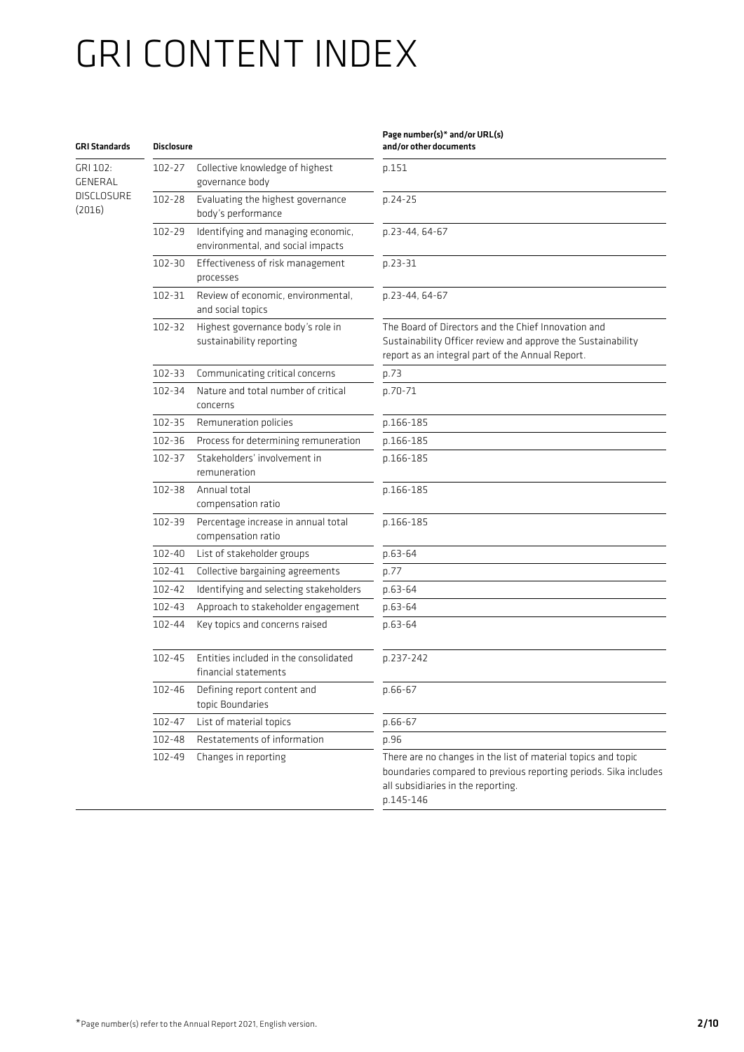# GRI CONTENT INDEX

| GRI Standards | Disclosure | | Page number(s)* and/or URL(s) and/or other documents |
|---|---|---|---|
| GRI 102: GENERAL DISCLOSURE (2016) | 102-27 | Collective knowledge of highest governance body | p.151 |
| | 102-28 | Evaluating the highest governance body's performance | p.24-25 |
| | 102-29 | Identifying and managing economic, environmental, and social impacts | p.23-44, 64-67 |
| | 102-30 | Effectiveness of risk management processes | p.23-31 |
| | 102-31 | Review of economic, environmental, and social topics | p.23-44, 64-67 |
| | 102-32 | Highest governance body's role in sustainability reporting | The Board of Directors and the Chief Innovation and Sustainability Officer review and approve the Sustainability report as an integral part of the Annual Report. |
| | 102-33 | Communicating critical concerns | p.73 |
| | 102-34 | Nature and total number of critical concerns | p.70-71 |
| | 102-35 | Remuneration policies | p.166-185 |
| | 102-36 | Process for determining remuneration | p.166-185 |
| | 102-37 | Stakeholders' involvement in remuneration | p.166-185 |
| | 102-38 | Annual total compensation ratio | p.166-185 |
| | 102-39 | Percentage increase in annual total compensation ratio | p.166-185 |
| | 102-40 | List of stakeholder groups | p.63-64 |
| | 102-41 | Collective bargaining agreements | p.77 |
| | 102-42 | Identifying and selecting stakeholders | p.63-64 |
| | 102-43 | Approach to stakeholder engagement | p.63-64 |
| | 102-44 | Key topics and concerns raised | p.63-64 |
| | 102-45 | Entities included in the consolidated financial statements | p.237-242 |
| | 102-46 | Defining report content and topic Boundaries | p.66-67 |
| | 102-47 | List of material topics | p.66-67 |
| | 102-48 | Restatements of information | p.96 |
| | 102-49 | Changes in reporting | There are no changes in the list of material topics and topic boundaries compared to previous reporting periods. Sika includes all subsidiaries in the reporting. p.145-146 |

*Page number(s) refer to the Annual Report 2021, English version.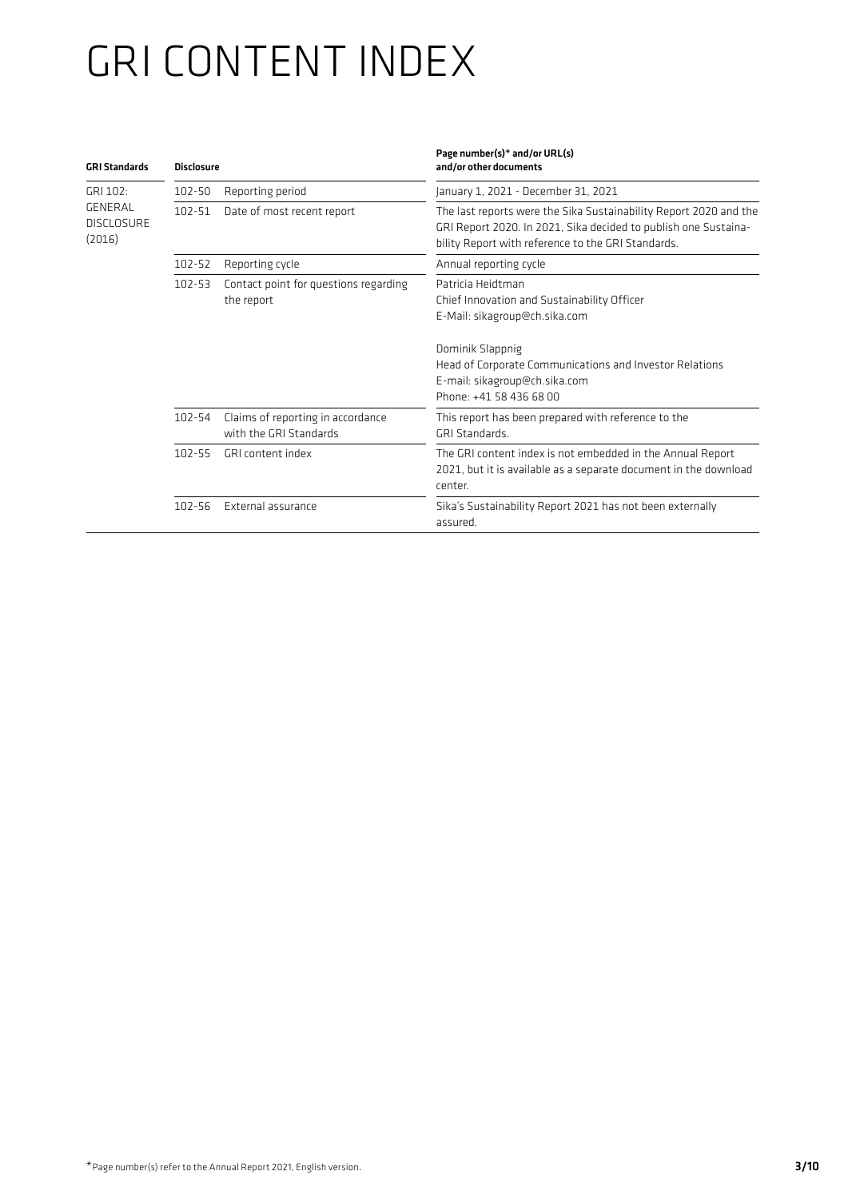# GRI CONTENT INDEX

| GRI Standards | Disclosure | | Page number(s)* and/or URL(s) and/or other documents |
|---|---|---|---|
| GRI 102: GENERAL DISCLOSURE (2016) | 102-50 | Reporting period | January 1, 2021 - December 31, 2021 |
| | 102-51 | Date of most recent report | The last reports were the Sika Sustainability Report 2020 and the GRI Report 2020. In 2021, Sika decided to publish one Sustainability Report with reference to the GRI Standards. |
| | 102-52 | Reporting cycle | Annual reporting cycle |
| | 102-53 | Contact point for questions regarding the report | Patricia Heidtman<br>Chief Innovation and Sustainability Officer<br>E-Mail: sikagroup@ch.sika.com<br><br>Dominik Slappnig<br>Head of Corporate Communications and Investor Relations<br>E-mail: sikagroup@ch.sika.com<br>Phone: +41 58 436 68 00 |
| | 102-54 | Claims of reporting in accordance with the GRI Standards | This report has been prepared with reference to the GRI Standards. |
| | 102-55 | GRI content index | The GRI content index is not embedded in the Annual Report 2021, but it is available as a separate document in the download center. |
| | 102-56 | External assurance | Sika's Sustainability Report 2021 has not been externally assured. |

*Page number(s) refer to the Annual Report 2021, English version.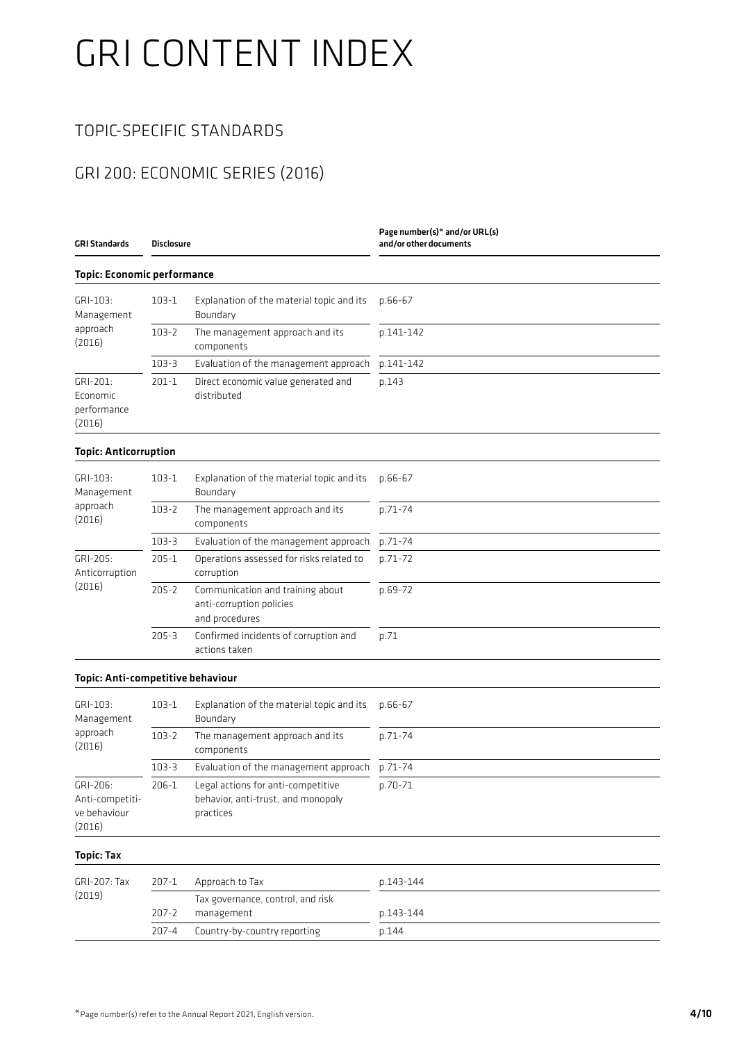# GRI CONTENT INDEX

## TOPIC-SPECIFIC STANDARDS

## GRI 200: ECONOMIC SERIES (2016)

| GRI Standards | Disclosure | | Page number(s)* and/or URL(s) and/or other documents |
|---|---|---|---|
| **Topic: Economic performance** | | | |
| GRI-103: Management approach (2016) | 103-1 | Explanation of the material topic and its Boundary | p.66-67 |
| | 103-2 | The management approach and its components | p.141-142 |
| | 103-3 | Evaluation of the management approach | p.141-142 |
| GRI-201: Economic performance (2016) | 201-1 | Direct economic value generated and distributed | p.143 |
| **Topic: Anticorruption** | | | |
| GRI-103: Management approach (2016) | 103-1 | Explanation of the material topic and its Boundary | p.66-67 |
| | 103-2 | The management approach and its components | p.71-74 |
| | 103-3 | Evaluation of the management approach | p.71-74 |
| GRI-205: Anticorruption (2016) | 205-1 | Operations assessed for risks related to corruption | p.71-72 |
| | 205-2 | Communication and training about anti-corruption policies and procedures | p.69-72 |
| | 205-3 | Confirmed incidents of corruption and actions taken | p.71 |
| **Topic: Anti-competitive behaviour** | | | |
| GRI-103: Management approach (2016) | 103-1 | Explanation of the material topic and its Boundary | p.66-67 |
| | 103-2 | The management approach and its components | p.71-74 |
| | 103-3 | Evaluation of the management approach | p.71-74 |
| GRI-206: Anti-competitive behaviour (2016) | 206-1 | Legal actions for anti-competitive behavior, anti-trust, and monopoly practices | p.70-71 |
| **Topic: Tax** | | | |
| GRI-207: Tax (2019) | 207-1 | Approach to Tax | p.143-144 |
| | 207-2 | Tax governance, control, and risk management | p.143-144 |
| | 207-4 | Country-by-country reporting | p.144 |

*Page number(s) refer to the Annual Report 2021, English version.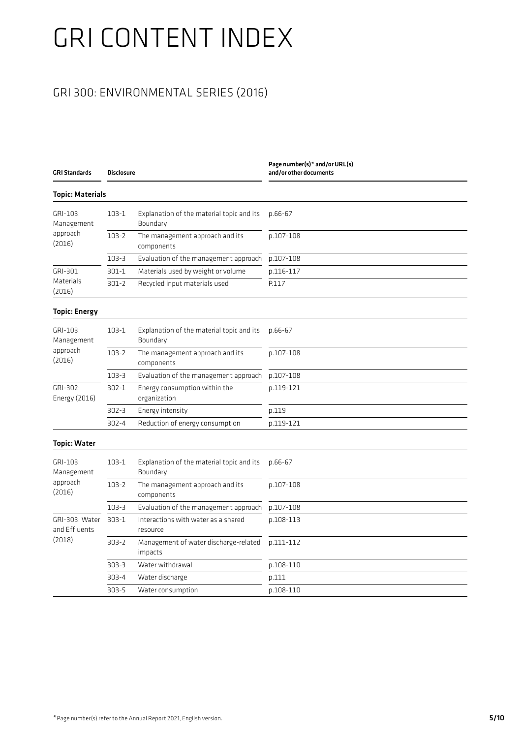# GRI CONTENT INDEX

## GRI 300: ENVIRONMENTAL SERIES (2016)

| GRI Standards | Disclosure | | Page number(s)* and/or URL(s) and/or other documents |
|---|---|---|---|
| **Topic: Materials** | | | |
| GRI-103: Management approach (2016) | 103-1 | Explanation of the material topic and its Boundary | p.66-67 |
| | 103-2 | The management approach and its components | p.107-108 |
| | 103-3 | Evaluation of the management approach | p.107-108 |
| GRI-301: Materials (2016) | 301-1 | Materials used by weight or volume | p.116-117 |
| | 301-2 | Recycled input materials used | P.117 |
| **Topic: Energy** | | | |
| GRI-103: Management approach (2016) | 103-1 | Explanation of the material topic and its Boundary | p.66-67 |
| | 103-2 | The management approach and its components | p.107-108 |
| | 103-3 | Evaluation of the management approach | p.107-108 |
| GRI-302: Energy (2016) | 302-1 | Energy consumption within the organization | p.119-121 |
| | 302-3 | Energy intensity | p.119 |
| | 302-4 | Reduction of energy consumption | p.119-121 |
| **Topic: Water** | | | |
| GRI-103: Management approach (2016) | 103-1 | Explanation of the material topic and its Boundary | p.66-67 |
| | 103-2 | The management approach and its components | p.107-108 |
| | 103-3 | Evaluation of the management approach | p.107-108 |
| GRI-303: Water and Effluents (2018) | 303-1 | Interactions with water as a shared resource | p.108-113 |
| | 303-2 | Management of water discharge-related impacts | p.111-112 |
| | 303-3 | Water withdrawal | p.108-110 |
| | 303-4 | Water discharge | p.111 |
| | 303-5 | Water consumption | p.108-110 |

*Page number(s) refer to the Annual Report 2021, English version.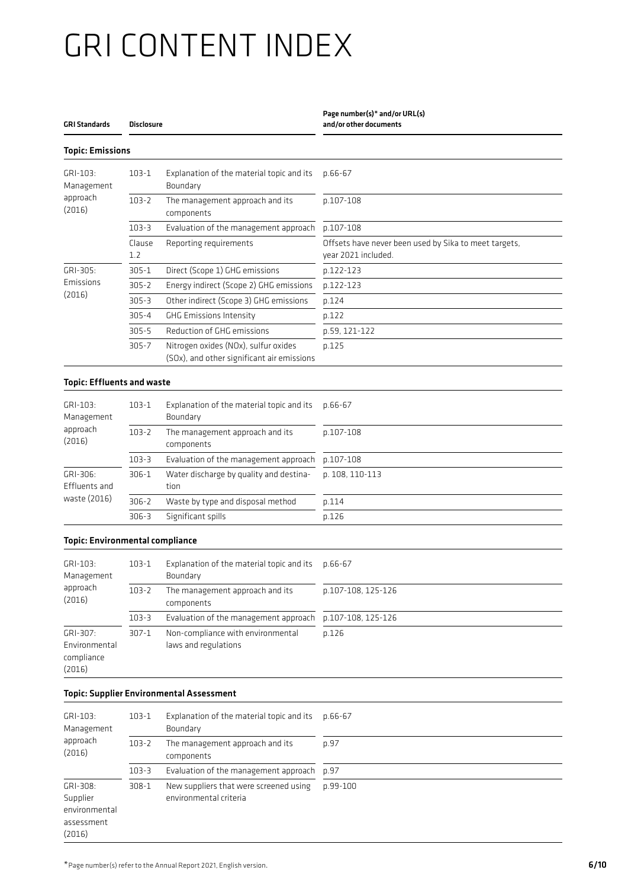# GRI CONTENT INDEX

| GRI Standards | Disclosure | | Page number(s)* and/or URL(s) and/or other documents |
|---|---|---|---|
| **Topic: Emissions** | | | |
| GRI-103: Management approach (2016) | 103-1 | Explanation of the material topic and its Boundary | p.66-67 |
| | 103-2 | The management approach and its components | p.107-108 |
| | 103-3 | Evaluation of the management approach | p.107-108 |
| | Clause 1.2 | Reporting requirements | Offsets have never been used by Sika to meet targets, year 2021 included. |
| GRI-305: Emissions (2016) | 305-1 | Direct (Scope 1) GHG emissions | p.122-123 |
| | 305-2 | Energy indirect (Scope 2) GHG emissions | p.122-123 |
| | 305-3 | Other indirect (Scope 3) GHG emissions | p.124 |
| | 305-4 | GHG Emissions Intensity | p.122 |
| | 305-5 | Reduction of GHG emissions | p.59, 121-122 |
| | 305-7 | Nitrogen oxides (NOx), sulfur oxides (SOx), and other significant air emissions | p.125 |
| **Topic: Effluents and waste** | | | |
| GRI-103: Management approach (2016) | 103-1 | Explanation of the material topic and its Boundary | p.66-67 |
| | 103-2 | The management approach and its components | p.107-108 |
| | 103-3 | Evaluation of the management approach | p.107-108 |
| GRI-306: Effluents and waste (2016) | 306-1 | Water discharge by quality and destination | p. 108, 110-113 |
| | 306-2 | Waste by type and disposal method | p.114 |
| | 306-3 | Significant spills | p.126 |
| **Topic: Environmental compliance** | | | |
| GRI-103: Management approach (2016) | 103-1 | Explanation of the material topic and its Boundary | p.66-67 |
| | 103-2 | The management approach and its components | p.107-108, 125-126 |
| | 103-3 | Evaluation of the management approach | p.107-108, 125-126 |
| GRI-307: Environmental compliance (2016) | 307-1 | Non-compliance with environmental laws and regulations | p.126 |
| **Topic: Supplier Environmental Assessment** | | | |
| GRI-103: Management approach (2016) | 103-1 | Explanation of the material topic and its Boundary | p.66-67 |
| | 103-2 | The management approach and its components | p.97 |
| | 103-3 | Evaluation of the management approach | p.97 |
| GRI-308: Supplier environmental assessment (2016) | 308-1 | New suppliers that were screened using environmental criteria | p.99-100 |

*Page number(s) refer to the Annual Report 2021, English version.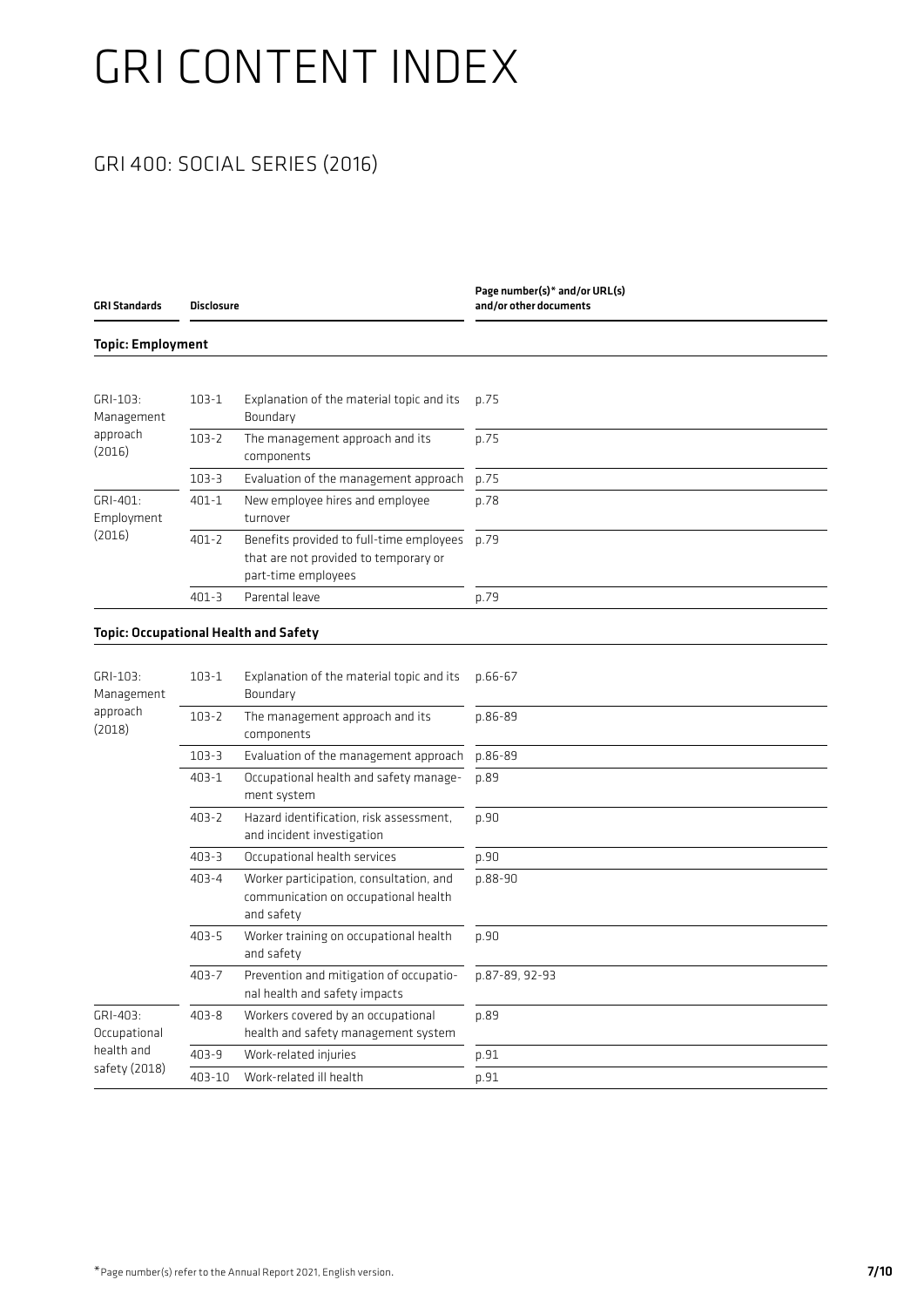# GRI CONTENT INDEX

## GRI 400: SOCIAL SERIES (2016)

| GRI Standards | Disclosure | | Page number(s)* and/or URL(s) and/or other documents |
|---|---|---|---|
| **Topic: Employment** | | | |
| GRI-103: Management approach (2016) | 103-1 | Explanation of the material topic and its Boundary | p.75 |
| | 103-2 | The management approach and its components | p.75 |
| | 103-3 | Evaluation of the management approach | p.75 |
| GRI-401: Employment (2016) | 401-1 | New employee hires and employee turnover | p.78 |
| | 401-2 | Benefits provided to full-time employees that are not provided to temporary or part-time employees | p.79 |
| | 401-3 | Parental leave | p.79 |
| **Topic: Occupational Health and Safety** | | | |
| GRI-103: Management approach (2018) | 103-1 | Explanation of the material topic and its Boundary | p.66-67 |
| | 103-2 | The management approach and its components | p.86-89 |
| | 103-3 | Evaluation of the management approach | p.86-89 |
| | 403-1 | Occupational health and safety management system | p.89 |
| | 403-2 | Hazard identification, risk assessment, and incident investigation | p.90 |
| | 403-3 | Occupational health services | p.90 |
| | 403-4 | Worker participation, consultation, and communication on occupational health and safety | p.88-90 |
| | 403-5 | Worker training on occupational health and safety | p.90 |
| | 403-7 | Prevention and mitigation of occupational health and safety impacts | p.87-89, 92-93 |
| GRI-403: Occupational health and safety (2018) | 403-8 | Workers covered by an occupational health and safety management system | p.89 |
| | 403-9 | Work-related injuries | p.91 |
| | 403-10 | Work-related ill health | p.91 |

*Page number(s) refer to the Annual Report 2021, English version.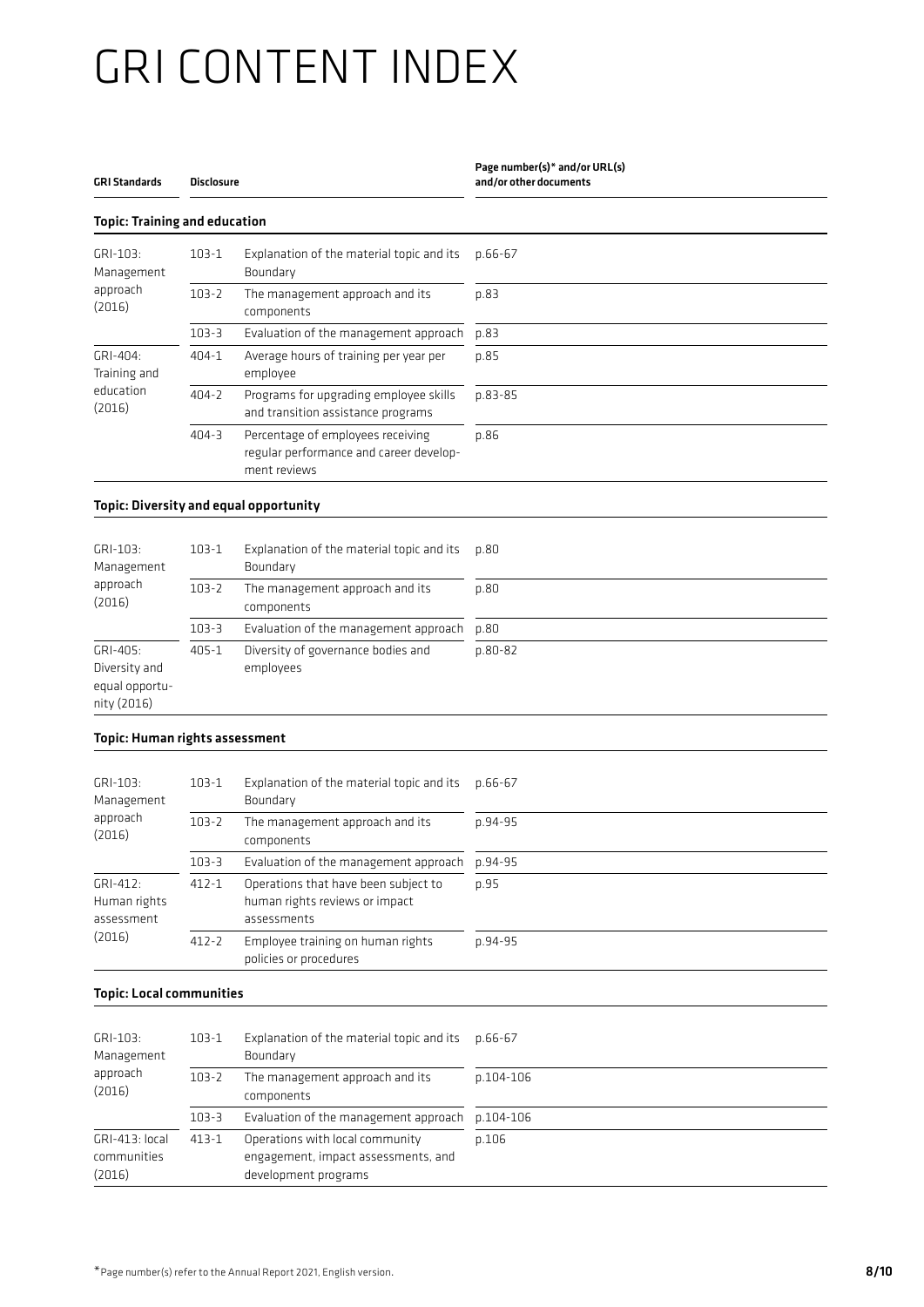# GRI CONTENT INDEX

| GRI Standards | Disclosure | | Page number(s)* and/or URL(s) and/or other documents |
|---|---|---|---|
| **Topic: Training and education** | | | |
| GRI-103: Management approach (2016) | 103-1 | Explanation of the material topic and its Boundary | p.66-67 |
| | 103-2 | The management approach and its components | p.83 |
| | 103-3 | Evaluation of the management approach | p.83 |
| GRI-404: Training and education (2016) | 404-1 | Average hours of training per year per employee | p.85 |
| | 404-2 | Programs for upgrading employee skills and transition assistance programs | p.83-85 |
| | 404-3 | Percentage of employees receiving regular performance and career development reviews | p.86 |
| **Topic: Diversity and equal opportunity** | | | |
| GRI-103: Management approach (2016) | 103-1 | Explanation of the material topic and its Boundary | p.80 |
| | 103-2 | The management approach and its components | p.80 |
| | 103-3 | Evaluation of the management approach | p.80 |
| GRI-405: Diversity and equal opportunity (2016) | 405-1 | Diversity of governance bodies and employees | p.80-82 |
| **Topic: Human rights assessment** | | | |
| GRI-103: Management approach (2016) | 103-1 | Explanation of the material topic and its Boundary | p.66-67 |
| | 103-2 | The management approach and its components | p.94-95 |
| | 103-3 | Evaluation of the management approach | p.94-95 |
| GRI-412: Human rights assessment (2016) | 412-1 | Operations that have been subject to human rights reviews or impact assessments | p.95 |
| | 412-2 | Employee training on human rights policies or procedures | p.94-95 |
| **Topic: Local communities** | | | |
| GRI-103: Management approach (2016) | 103-1 | Explanation of the material topic and its Boundary | p.66-67 |
| | 103-2 | The management approach and its components | p.104-106 |
| | 103-3 | Evaluation of the management approach | p.104-106 |
| GRI-413: local communities (2016) | 413-1 | Operations with local community engagement, impact assessments, and development programs | p.106 |

*Page number(s) refer to the Annual Report 2021, English version.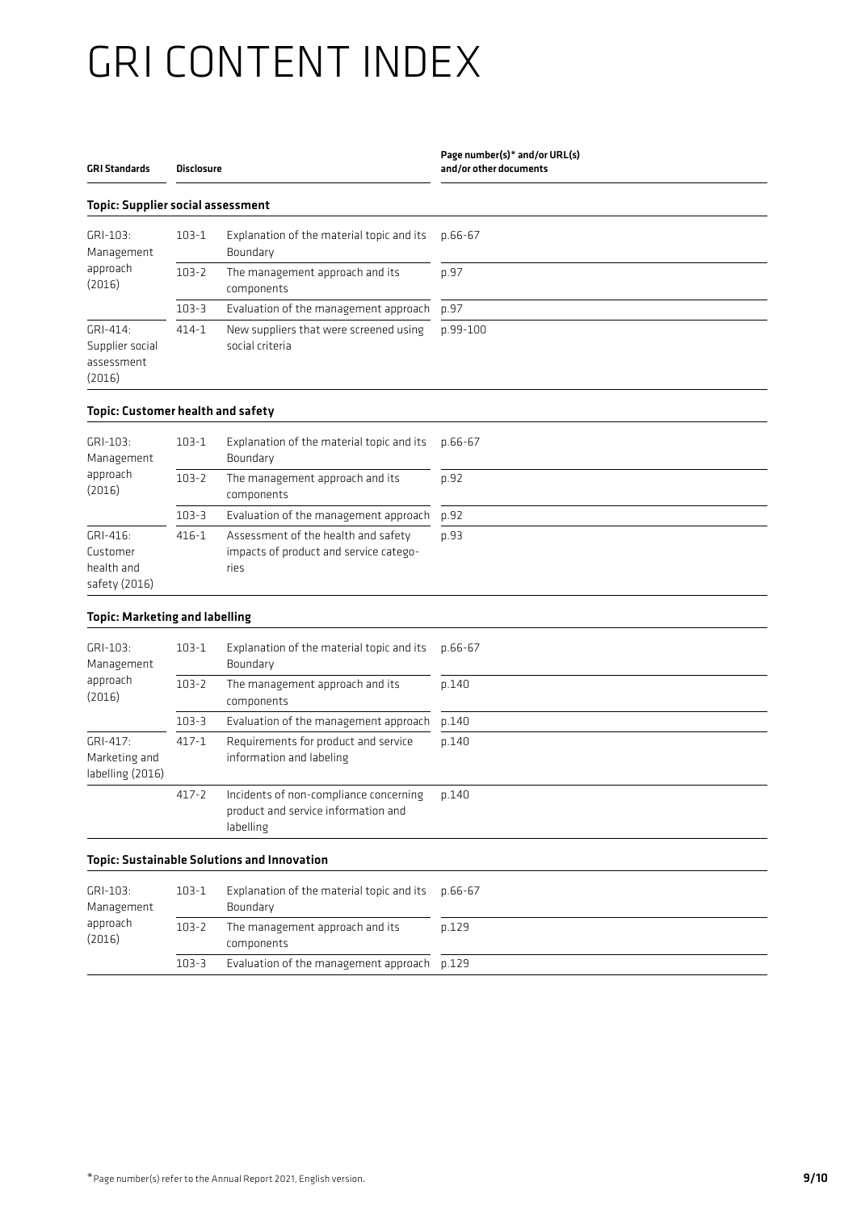# GRI CONTENT INDEX

| GRI Standards | Disclosure | | Page number(s)* and/or URL(s) and/or other documents |
|---|---|---|---|
| **Topic: Supplier social assessment** | | | |
| GRI-103: Management approach (2016) | 103-1 | Explanation of the material topic and its Boundary | p.66-67 |
| | 103-2 | The management approach and its components | p.97 |
| | 103-3 | Evaluation of the management approach | p.97 |
| GRI-414: Supplier social assessment (2016) | 414-1 | New suppliers that were screened using social criteria | p.99-100 |
| **Topic: Customer health and safety** | | | |
| GRI-103: Management approach (2016) | 103-1 | Explanation of the material topic and its Boundary | p.66-67 |
| | 103-2 | The management approach and its components | p.92 |
| | 103-3 | Evaluation of the management approach | p.92 |
| GRI-416: Customer health and safety (2016) | 416-1 | Assessment of the health and safety impacts of product and service categories | p.93 |
| **Topic: Marketing and labelling** | | | |
| GRI-103: Management approach (2016) | 103-1 | Explanation of the material topic and its Boundary | p.66-67 |
| | 103-2 | The management approach and its components | p.140 |
| | 103-3 | Evaluation of the management approach | p.140 |
| GRI-417: Marketing and labelling (2016) | 417-1 | Requirements for product and service information and labeling | p.140 |
| | 417-2 | Incidents of non-compliance concerning product and service information and labelling | p.140 |
| **Topic: Sustainable Solutions and Innovation** | | | |
| GRI-103: Management approach (2016) | 103-1 | Explanation of the material topic and its Boundary | p.66-67 |
| | 103-2 | The management approach and its components | p.129 |
| | 103-3 | Evaluation of the management approach | p.129 |

*Page number(s) refer to the Annual Report 2021, English version.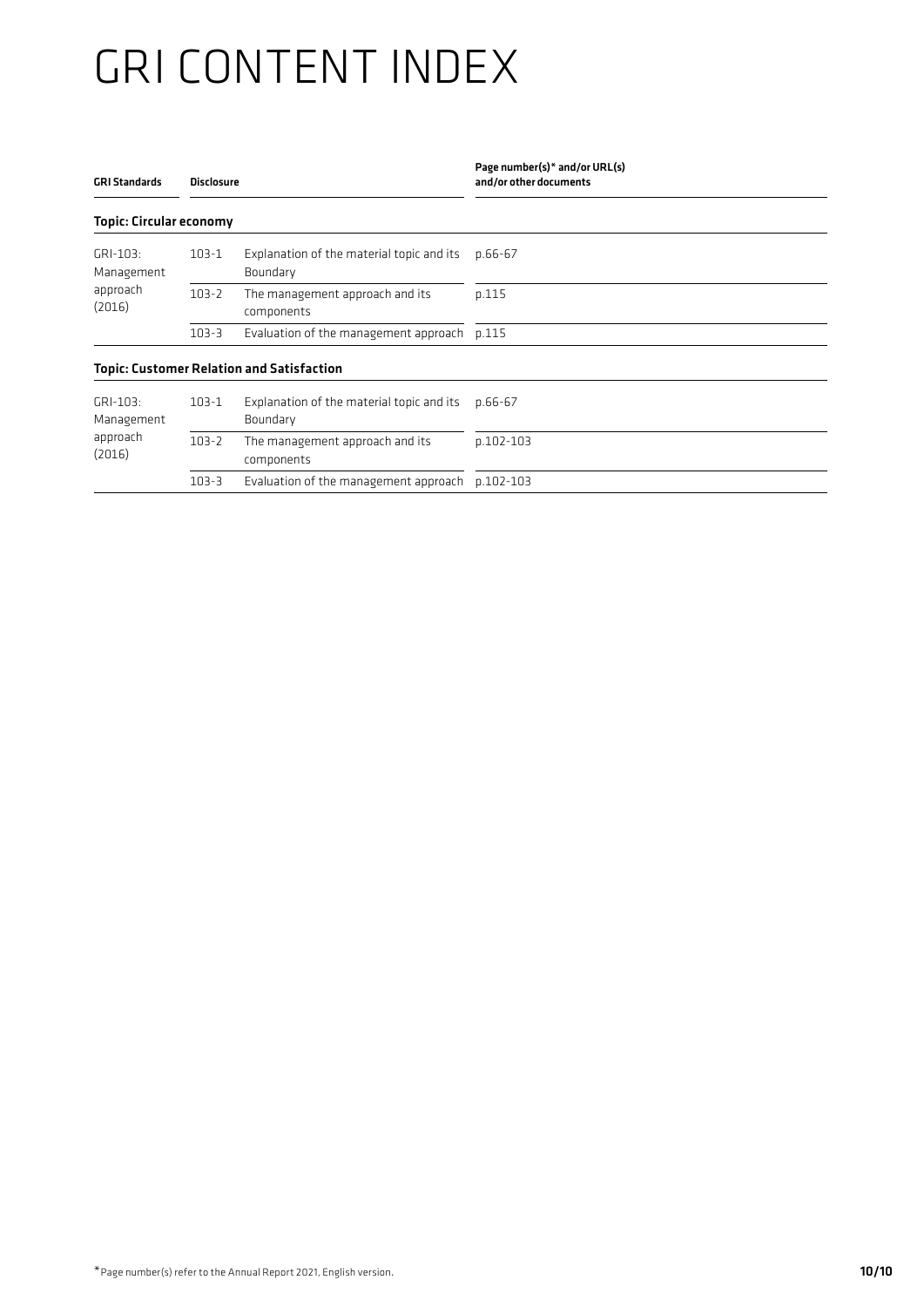# GRI CONTENT INDEX

| GRI Standards | Disclosure | | Page number(s)* and/or URL(s) and/or other documents |
|---|---|---|---|
| **Topic: Circular economy** | | | |
| GRI-103: Management approach (2016) | 103-1 | Explanation of the material topic and its Boundary | p.66-67 |
| | 103-2 | The management approach and its components | p.115 |
| | 103-3 | Evaluation of the management approach | p.115 |
| **Topic: Customer Relation and Satisfaction** | | | |
| GRI-103: Management approach (2016) | 103-1 | Explanation of the material topic and its Boundary | p.66-67 |
| | 103-2 | The management approach and its components | p.102-103 |
| | 103-3 | Evaluation of the management approach | p.102-103 |

*Page number(s) refer to the Annual Report 2021, English version.